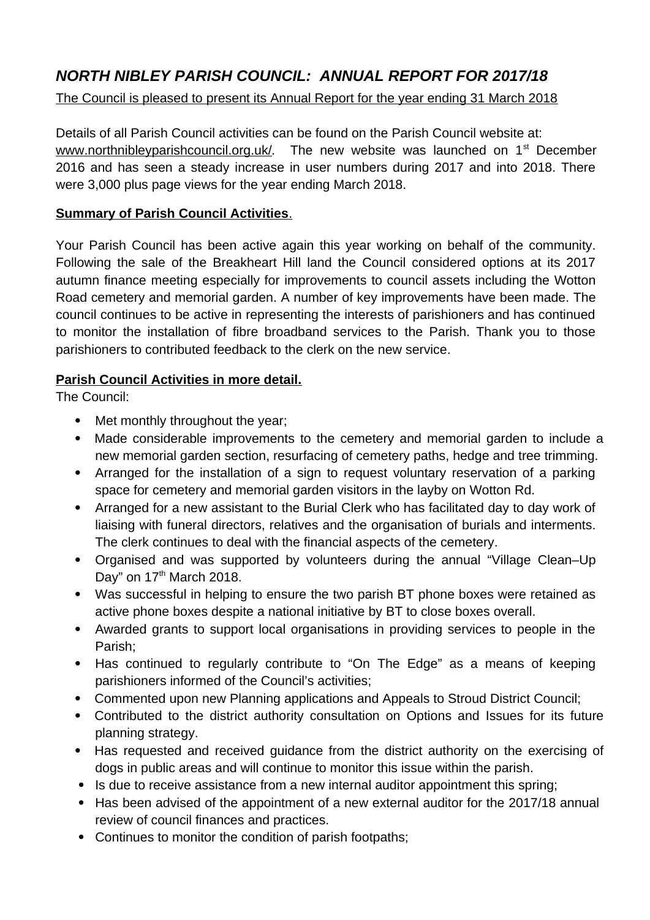# *NORTH NIBLEY PARISH COUNCIL: ANNUAL REPORT FOR 2017/18*

The Council is pleased to present its Annual Report for the year ending 31 March 2018

Details of all Parish Council activities can be found on the Parish Council website at: www.northnibleyparishcouncil.org.uk/. The new website was launched on 1st December 2016 and has seen a steady increase in user numbers during 2017 and into 2018. There were 3,000 plus page views for the year ending March 2018.

**Summary of Parish Council Activities**.

Your Parish Council has been active again this year working on behalf of the community. Following the sale of the Breakheart Hill land the Council considered options at its 2017 autumn finance meeting especially for improvements to council assets including the Wotton Road cemetery and memorial garden. A number of key improvements have been made. The council continues to be active in representing the interests of parishioners and has continued to monitor the installation of fibre broadband services to the Parish. Thank you to those parishioners to contributed feedback to the clerk on the new service.

**Parish Council Activities in more detail.**

The Council:

- Met monthly throughout the year;
- Made considerable improvements to the cemetery and memorial garden to include a new memorial garden section, resurfacing of cemetery paths, hedge and tree trimming.
- Arranged for the installation of a sign to request voluntary reservation of a parking space for cemetery and memorial garden visitors in the layby on Wotton Rd.
- Arranged for a new assistant to the Burial Clerk who has facilitated day to day work of liaising with funeral directors, relatives and the organisation of burials and interments. The clerk continues to deal with the financial aspects of the cemetery.
- Organised and was supported by volunteers during the annual "Village Clean–Up Day" on 17th March 2018.
- Was successful in helping to ensure the two parish BT phone boxes were retained as active phone boxes despite a national initiative by BT to close boxes overall.
- Awarded grants to support local organisations in providing services to people in the Parish;
- Has continued to regularly contribute to "On The Edge" as a means of keeping parishioners informed of the Council's activities;
- Commented upon new Planning applications and Appeals to Stroud District Council;
- Contributed to the district authority consultation on Options and Issues for its future planning strategy.
- Has requested and received guidance from the district authority on the exercising of dogs in public areas and will continue to monitor this issue within the parish.
- Is due to receive assistance from a new internal auditor appointment this spring;
- Has been advised of the appointment of a new external auditor for the 2017/18 annual review of council finances and practices.
- Continues to monitor the condition of parish footpaths;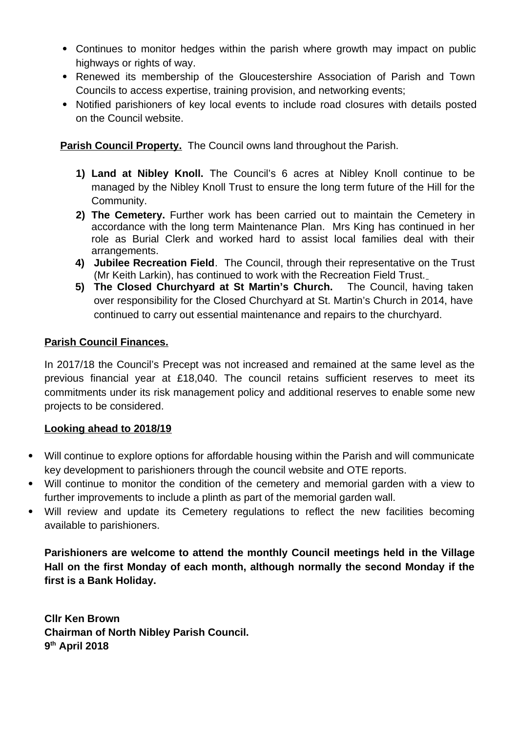- Continues to monitor hedges within the parish where growth may impact on public highways or rights of way.
- Renewed its membership of the Gloucestershire Association of Parish and Town Councils to access expertise, training provision, and networking events;
- Notified parishioners of key local events to include road closures with details posted on the Council website.

**Parish Council Property.** The Council owns land throughout the Parish.

1) **Land at Nibley Knoll.** The Council's 6 acres at Nibley Knoll continue to be managed by the Nibley Knoll Trust to ensure the long term future of the Hill for the Community.
2) **The Cemetery.** Further work has been carried out to maintain the Cemetery in accordance with the long term Maintenance Plan. Mrs King has continued in her role as Burial Clerk and worked hard to assist local families deal with their arrangements.
4) **Jubilee Recreation Field**. The Council, through their representative on the Trust (Mr Keith Larkin), has continued to work with the Recreation Field Trust.
5) **The Closed Churchyard at St Martin's Church.** The Council, having taken over responsibility for the Closed Churchyard at St. Martin's Church in 2014, have continued to carry out essential maintenance and repairs to the churchyard.

**Parish Council Finances.**

In 2017/18 the Council's Precept was not increased and remained at the same level as the previous financial year at £18,040. The council retains sufficient reserves to meet its commitments under its risk management policy and additional reserves to enable some new projects to be considered.

**Looking ahead to 2018/19**

- Will continue to explore options for affordable housing within the Parish and will communicate key development to parishioners through the council website and OTE reports.
- Will continue to monitor the condition of the cemetery and memorial garden with a view to further improvements to include a plinth as part of the memorial garden wall.
- Will review and update its Cemetery regulations to reflect the new facilities becoming available to parishioners.

**Parishioners are welcome to attend the monthly Council meetings held in the Village Hall on the first Monday of each month, although normally the second Monday if the first is a Bank Holiday.**

**Cllr Ken Brown**
**Chairman of North Nibley Parish Council.**
**9th April 2018**